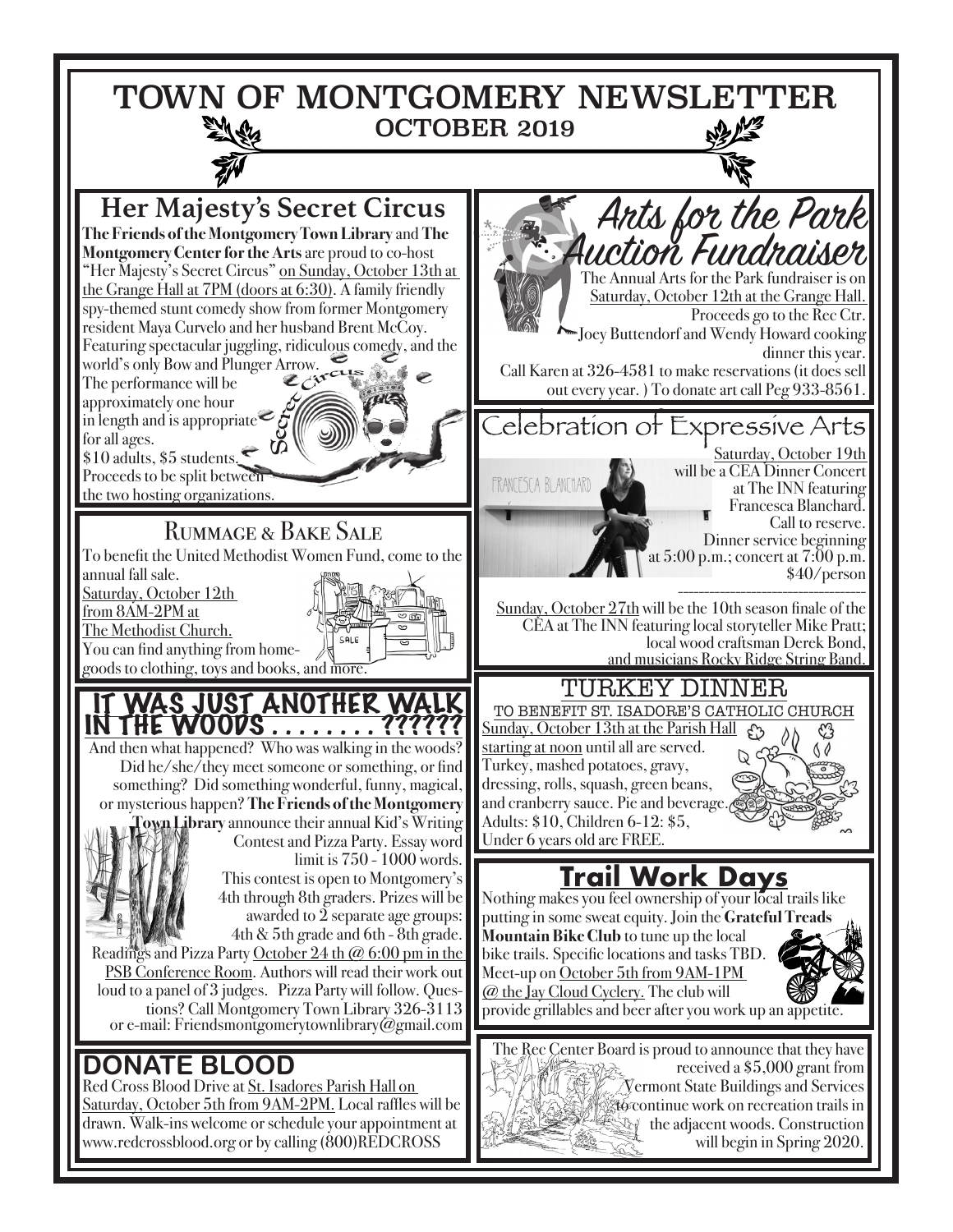# TOWN OF MONTGOMERY NEWSLETTER

## OCTOBER 2019

## Her Majesty's Secret Circus

**The Friends of the Montgomery Town Library** and **The Montgomery Center for the Arts** are proud to co-host "Her Majesty's Secret Circus" on Sunday, October 13th at the Grange Hall at 7PM (doors at 6:30). A family friendly spy-themed stunt comedy show from former Montgomery resident Maya Curvelo and her husband Brent McCoy. Featuring spectacular juggling, ridiculous comedy, and the world's only Bow and Plunger Arrow.

The performance will be approximately one hour in length and is appropriate for all ages.

$10 adults, $5 students.

Proceeds to be split between the two hosting organizations.

## Rummage & Bake Sale

To benefit the United Methodist Women Fund, come to the annual fall sale.

Saturday, October 12th from 8AM-2PM at The Methodist Church.

You can find anything from home-goods to clothing, toys and books, and more.

## It Was Just Another Walk in the Woods . . . . . . . . ??????

And then what happened? Who was walking in the woods? Did he/she/they meet someone or something, or find something? Did something wonderful, funny, magical, or mysterious happen? **The Friends of the Montgomery Town Library** announce their annual Kid's Writing Contest and Pizza Party. Essay word limit is 750 - 1000 words. This contest is open to Montgomery's 4th through 8th graders. Prizes will be awarded to 2 separate age groups: 4th & 5th grade and 6th - 8th grade.

Readings and Pizza Party October 24 th @ 6:00 pm in the PSB Conference Room. Authors will read their work out loud to a panel of 3 judges. Pizza Party will follow. Questions? Call Montgomery Town Library 326-3113 or e-mail: Friendsmontgomerytownlibrary@gmail.com

## DONATE BLOOD

Red Cross Blood Drive at St. Isadores Parish Hall on Saturday, October 5th from 9AM-2PM. Local raffles will be drawn. Walk-ins welcome or schedule your appointment at www.redcrossblood.org or by calling (800)REDCROSS

## Arts for the Park Auction Fundraiser

The Annual Arts for the Park fundraiser is on Saturday, October 12th at the Grange Hall. Proceeds go to the Rec Ctr. Joey Buttendorf and Wendy Howard cooking dinner this year.

Call Karen at 326-4581 to make reservations (it does sell out every year. ) To donate art call Peg 933-8561.

## Celebration of Expressive Arts

Saturday, October 19th will be a CEA Dinner Concert at The INN featuring Francesca Blanchard. Call to reserve. Dinner service beginning at 5:00 p.m.; concert at 7:00 p.m. $40/person

---

Sunday, October 27th will be the 10th season finale of the CEA at The INN featuring local storyteller Mike Pratt; local wood craftsman Derek Bond, and musicians Rocky Ridge String Band.

## TURKEY DINNER

### TO BENEFIT ST. ISADORE'S CATHOLIC CHURCH

Sunday, October 13th at the Parish Hall starting at noon until all are served.

Turkey, mashed potatoes, gravy, dressing, rolls, squash, green beans, and cranberry sauce. Pie and beverage.

Adults: $10, Children 6-12: $5, Under 6 years old are FREE.

## Trail Work Days

Nothing makes you feel ownership of your local trails like putting in some sweat equity. Join the **Grateful Treads Mountain Bike Club** to tune up the local bike trails. Specific locations and tasks TBD. Meet-up on October 5th from 9AM-1PM @ the Jay Cloud Cyclery. The club will provide grillables and beer after you work up an appetite.

The Rec Center Board is proud to announce that they have received a $5,000 grant from Vermont State Buildings and Services to continue work on recreation trails in the adjacent woods. Construction will begin in Spring 2020.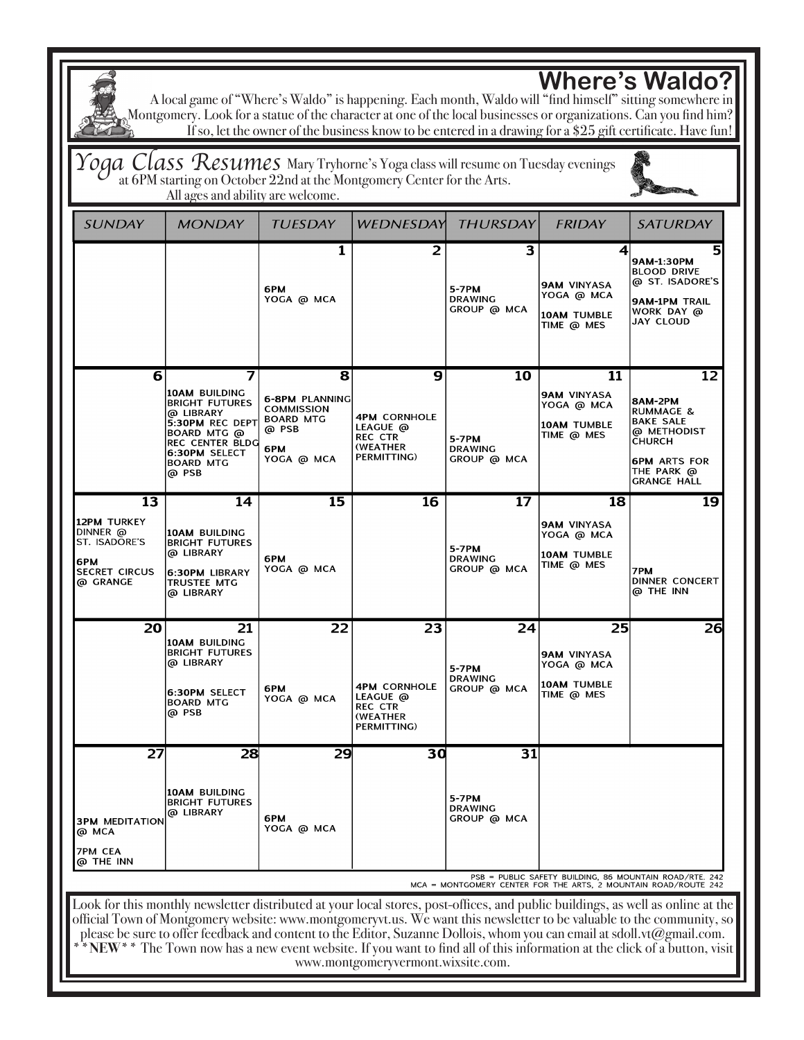## Where's Waldo?

A local game of "Where's Waldo" is happening. Each month, Waldo will "find himself" sitting somewhere in Montgomery. Look for a statue of the character at one of the local businesses or organizations. Can you find him? If so, let the owner of the business know to be entered in a drawing for a $25 gift certificate. Have fun!

## *Yoga Class Resumes*

Mary Tryhorne's Yoga class will resume on Tuesday evenings at 6PM starting on October 22nd at the Montgomery Center for the Arts. All ages and ability are welcome.

| SUNDAY | MONDAY | TUESDAY | WEDNESDAY | THURSDAY | FRIDAY | SATURDAY |
|---|---|---|---|---|---|---|
| | | **1**<br>**6PM** YOGA @ MCA | **2** | **3**<br>**5-7PM** DRAWING GROUP @ MCA | **4**<br>**9AM** VINYASA YOGA @ MCA<br>**10AM** TUMBLE TIME @ MES | **5**<br>**9AM-1:30PM** BLOOD DRIVE @ ST. ISADORE'S<br>**9AM-1PM** TRAIL WORK DAY @ JAY CLOUD |
| **6** | **7**<br>**10AM** BUILDING BRIGHT FUTURES @ LIBRARY<br>**5:30PM** REC DEPT BOARD MTG @ REC CENTER BLDG<br>**6:30PM** SELECT BOARD MTG @ PSB | **8**<br>**6-8PM** PLANNING COMMISSION BOARD MTG @ PSB<br>**6PM** YOGA @ MCA | **9**<br>**4PM** CORNHOLE LEAGUE @ REC CTR (WEATHER PERMITTING) | **10**<br>**5-7PM** DRAWING GROUP @ MCA | **11**<br>**9AM** VINYASA YOGA @ MCA<br>**10AM** TUMBLE TIME @ MES | **12**<br>**8AM-2PM** RUMMAGE & BAKE SALE @ METHODIST CHURCH<br>**6PM** ARTS FOR THE PARK @ GRANGE HALL |
| **13**<br>**12PM** TURKEY DINNER @ ST. ISADORE'S<br>**6PM** SECRET CIRCUS @ GRANGE | **14**<br>**10AM** BUILDING BRIGHT FUTURES @ LIBRARY<br>**6:30PM** LIBRARY TRUSTEE MTG @ LIBRARY | **15**<br>**6PM** YOGA @ MCA | **16** | **17**<br>**5-7PM** DRAWING GROUP @ MCA | **18**<br>**9AM** VINYASA YOGA @ MCA<br>**10AM** TUMBLE TIME @ MES | **19**<br>**7PM** DINNER CONCERT @ THE INN |
| **20** | **21**<br>**10AM** BUILDING BRIGHT FUTURES @ LIBRARY<br>**6:30PM** SELECT BOARD MTG @ PSB | **22**<br>**6PM** YOGA @ MCA | **23**<br>**4PM** CORNHOLE LEAGUE @ REC CTR (WEATHER PERMITTING) | **24**<br>**5-7PM** DRAWING GROUP @ MCA | **25**<br>**9AM** VINYASA YOGA @ MCA<br>**10AM** TUMBLE TIME @ MES | **26** |
| **27**<br>**3PM** MEDITATION @ MCA<br>**7PM** CEA @ THE INN | **28**<br>**10AM** BUILDING BRIGHT FUTURES @ LIBRARY | **29**<br>**6PM** YOGA @ MCA | **30** | **31**<br>**5-7PM** DRAWING GROUP @ MCA | | |

PSB = PUBLIC SAFETY BUILDING, 86 MOUNTAIN ROAD/RTE. 242
MCA = MONTGOMERY CENTER FOR THE ARTS, 2 MOUNTAIN ROAD/ROUTE 242

Look for this monthly newsletter distributed at your local stores, post-offices, and public buildings, as well as online at the official Town of Montgomery website: www.montgomeryvt.us. We want this newsletter to be valuable to the community, so please be sure to offer feedback and content to the Editor, Suzanne Dollois, whom you can email at sdoll.vt@gmail.com. **\*\*NEW\*\*** The Town now has a new event website. If you want to find all of this information at the click of a button, visit www.montgomeryvermont.wixsite.com.